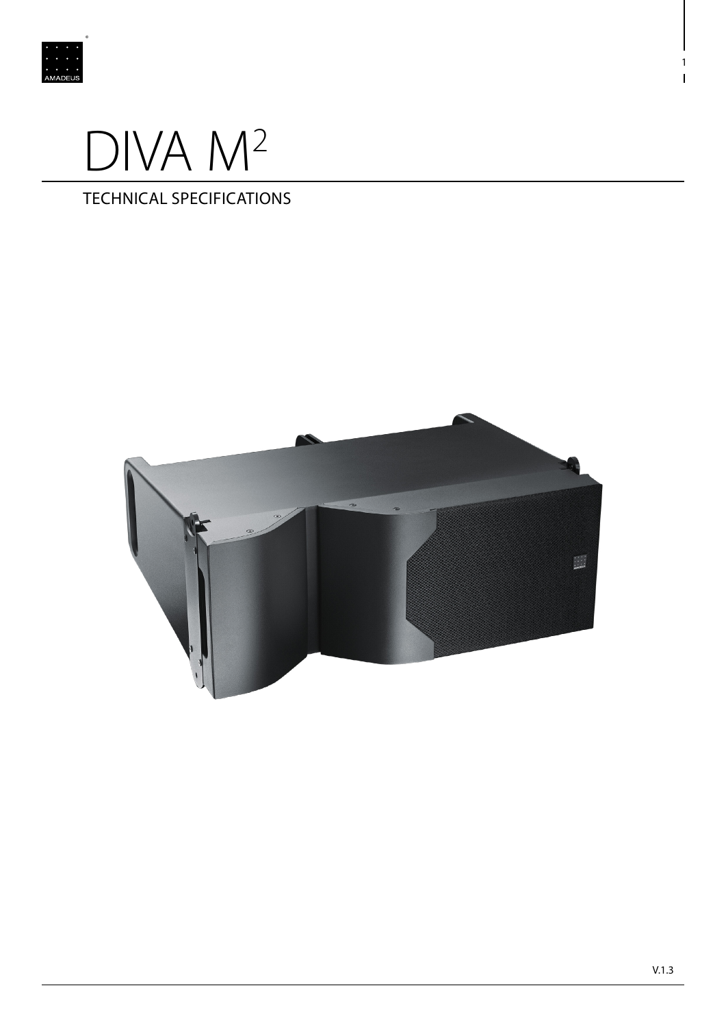# DIVA $M^2$

## TECHNICAL SPECIFICATIONS

V.1.3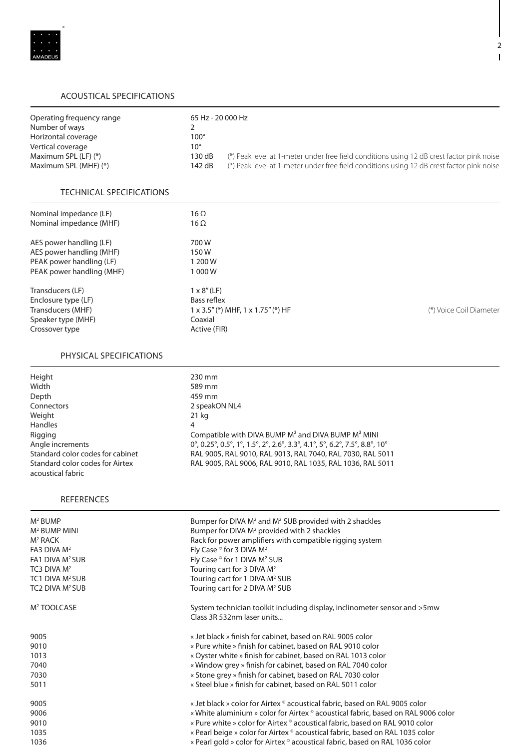## ACOUSTICAL SPECIFICATIONS

| | | |
|---|---|---|
| Operating frequency range | 65 Hz - 20 000 Hz | |
| Number of ways | 2 | |
| Horizontal coverage | 100° | |
| Vertical coverage | 10° | |
| Maximum SPL (LF) (*) | 130 dB | (*) Peak level at 1-meter under free field conditions using 12 dB crest factor pink noise |
| Maximum SPL (MHF) (*) | 142 dB | (*) Peak level at 1-meter under free field conditions using 12 dB crest factor pink noise |

## TECHNICAL SPECIFICATIONS

| | | |
|---|---|---|
| Nominal impedance (LF) | 16 Ω | |
| Nominal impedance (MHF) | 16 Ω | |
| AES power handling (LF) | 700 W | |
| AES power handling (MHF) | 150 W | |
| PEAK power handling (LF) | 1 200 W | |
| PEAK power handling (MHF) | 1 000 W | |
| Transducers (LF) | 1 x 8" (LF) | |
| Enclosure type (LF) | Bass reflex | |
| Transducers (MHF) | 1 x 3.5" (*) MHF, 1 x 1.75" (*) HF | (*) Voice Coil Diameter |
| Speaker type (MHF) | Coaxial | |
| Crossover type | Active (FIR) | |

## PHYSICAL SPECIFICATIONS

| | |
|---|---|
| Height | 230 mm |
| Width | 589 mm |
| Depth | 459 mm |
| Connectors | 2 speakON NL4 |
| Weight | 21 kg |
| Handles | 4 |
| Rigging | Compatible with DIVA BUMP M² and DIVA BUMP M² MINI |
| Angle increments | 0°, 0.25°, 0.5°, 1°, 1.5°, 2°, 2.6°, 3.3°, 4.1°, 5°, 6.2°, 7.5°, 8.8°, 10° |
| Standard color codes for cabinet | RAL 9005, RAL 9010, RAL 9013, RAL 7040, RAL 7030, RAL 5011 |
| Standard color codes for Airtex acoustical fabric | RAL 9005, RAL 9006, RAL 9010, RAL 1035, RAL 1036, RAL 5011 |

## REFERENCES

| | |
|---|---|
| M² BUMP | Bumper for DIVA M² and M² SUB provided with 2 shackles |
| M² BUMP MINI | Bumper for DIVA M² provided with 2 shackles |
| M² RACK | Rack for power amplifiers with compatible rigging system |
| FA3 DIVA M² | Fly Case © for 3 DIVA M² |
| FA1 DIVA M² SUB | Fly Case © for 1 DIVA M² SUB |
| TC3 DIVA M² | Touring cart for 3 DIVA M² |
| TC1 DIVA M² SUB | Touring cart for 1 DIVA M² SUB |
| TC2 DIVA M² SUB | Touring cart for 2 DIVA M² SUB |
| M² TOOLCASE | System technician toolkit including display, inclinometer sensor and >5mw Class 3R 532nm laser units... |
| 9005 | « Jet black » finish for cabinet, based on RAL 9005 color |
| 9010 | « Pure white » finish for cabinet, based on RAL 9010 color |
| 1013 | « Oyster white » finish for cabinet, based on RAL 1013 color |
| 7040 | « Window grey » finish for cabinet, based on RAL 7040 color |
| 7030 | « Stone grey » finish for cabinet, based on RAL 7030 color |
| 5011 | « Steel blue » finish for cabinet, based on RAL 5011 color |
| 9005 | « Jet black » color for Airtex © acoustical fabric, based on RAL 9005 color |
| 9006 | « White aluminium » color for Airtex © acoustical fabric, based on RAL 9006 color |
| 9010 | « Pure white » color for Airtex © acoustical fabric, based on RAL 9010 color |
| 1035 | « Pearl beige » color for Airtex © acoustical fabric, based on RAL 1035 color |
| 1036 | « Pearl gold » color for Airtex © acoustical fabric, based on RAL 1036 color |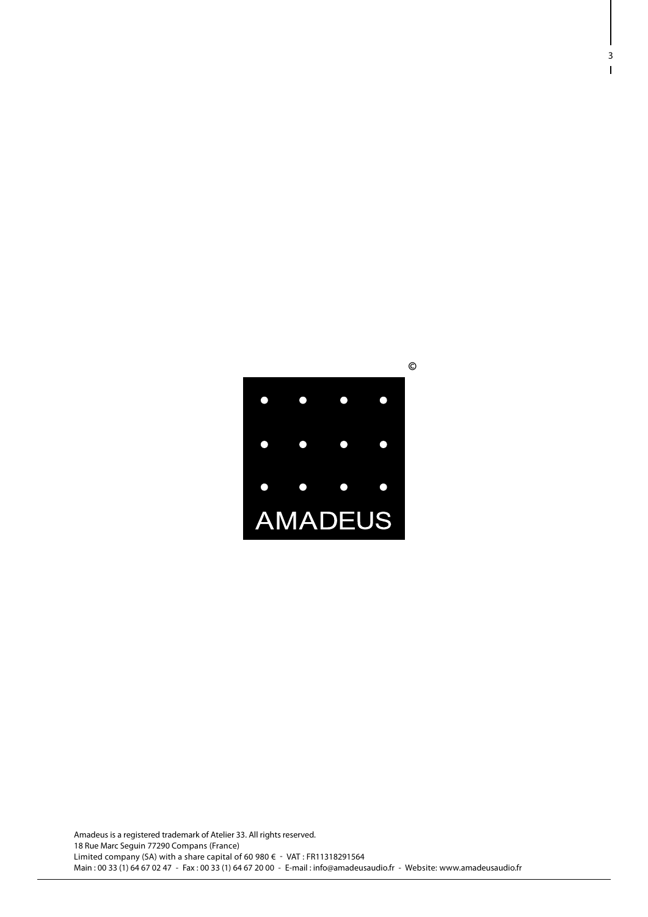©

AMADEUS

Amadeus is a registered trademark of Atelier 33. All rights reserved.
18 Rue Marc Seguin 77290 Compans (France)
Limited company (SA) with a share capital of 60 980 € - VAT : FR11318291564
Main : 00 33 (1) 64 67 02 47 - Fax : 00 33 (1) 64 67 20 00 - E-mail : info@amadeusaudio.fr - Website: www.amadeusaudio.fr